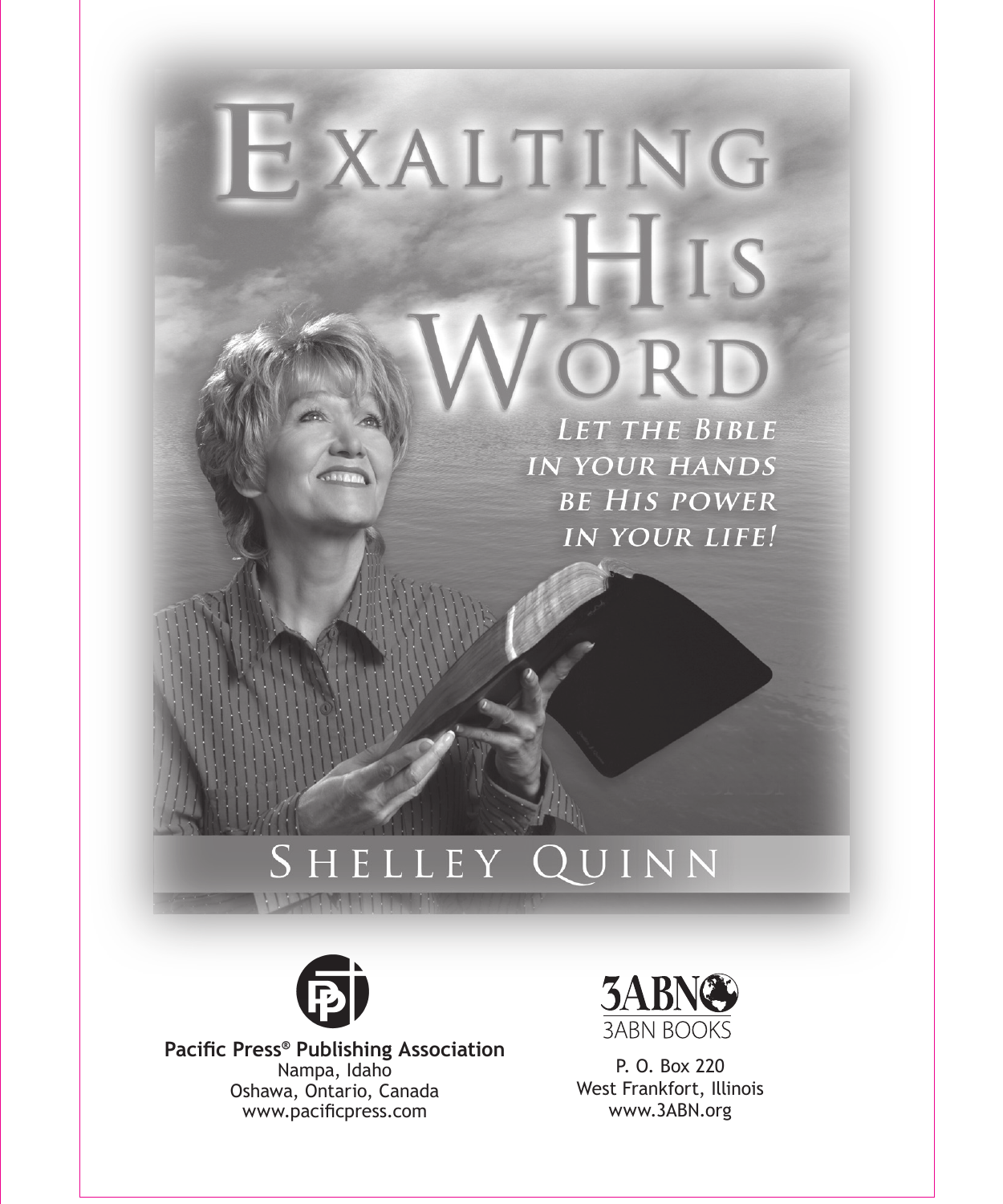# Exalting His Word

*Let the Bible in your hands be His power in your life!*

Shelley Quinn

**Pacific Press® Publishing Association**
Nampa, Idaho
Oshawa, Ontario, Canada
www.pacificpress.com

3ABN
3ABN BOOKS

P. O. Box 220
West Frankfort, Illinois
www.3ABN.org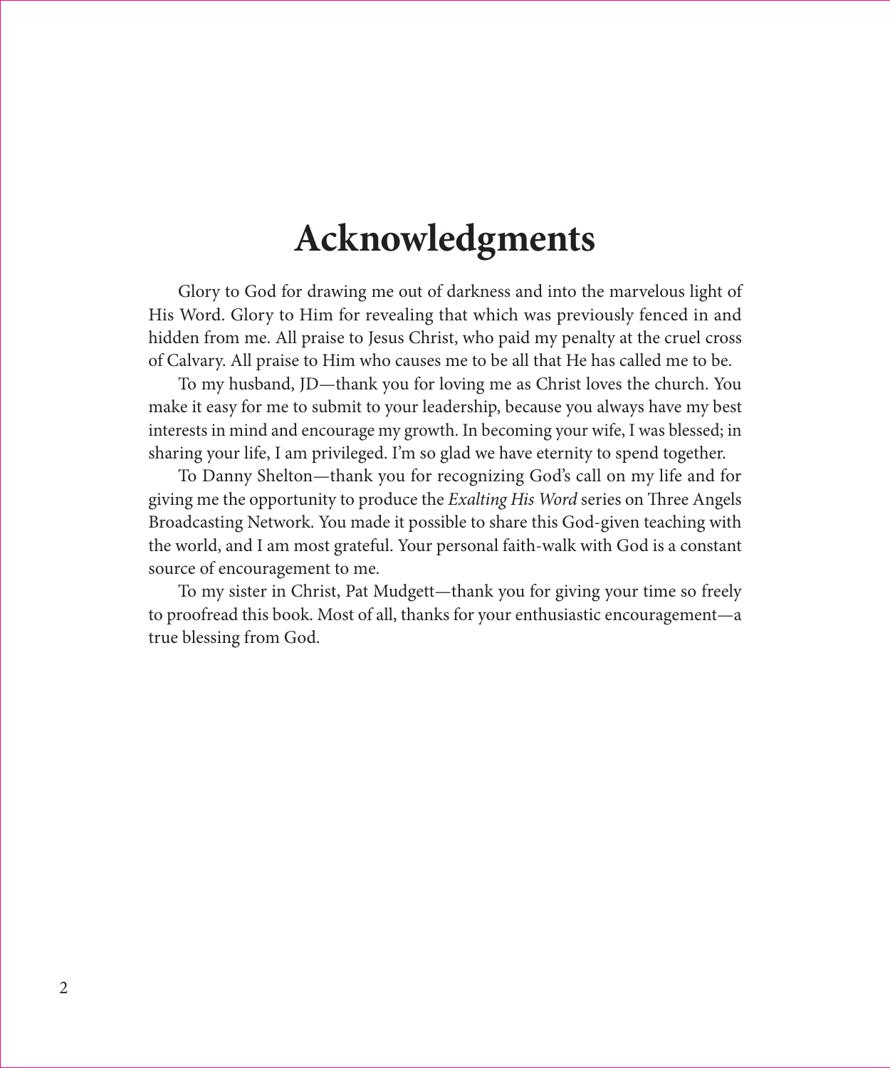# Acknowledgments

Glory to God for drawing me out of darkness and into the marvelous light of His Word. Glory to Him for revealing that which was previously fenced in and hidden from me. All praise to Jesus Christ, who paid my penalty at the cruel cross of Calvary. All praise to Him who causes me to be all that He has called me to be.

To my husband, JD—thank you for loving me as Christ loves the church. You make it easy for me to submit to your leadership, because you always have my best interests in mind and encourage my growth. In becoming your wife, I was blessed; in sharing your life, I am privileged. I'm so glad we have eternity to spend together.

To Danny Shelton—thank you for recognizing God's call on my life and for giving me the opportunity to produce the *Exalting His Word* series on Three Angels Broadcasting Network. You made it possible to share this God-given teaching with the world, and I am most grateful. Your personal faith-walk with God is a constant source of encouragement to me.

To my sister in Christ, Pat Mudgett—thank you for giving your time so freely to proofread this book. Most of all, thanks for your enthusiastic encouragement—a true blessing from God.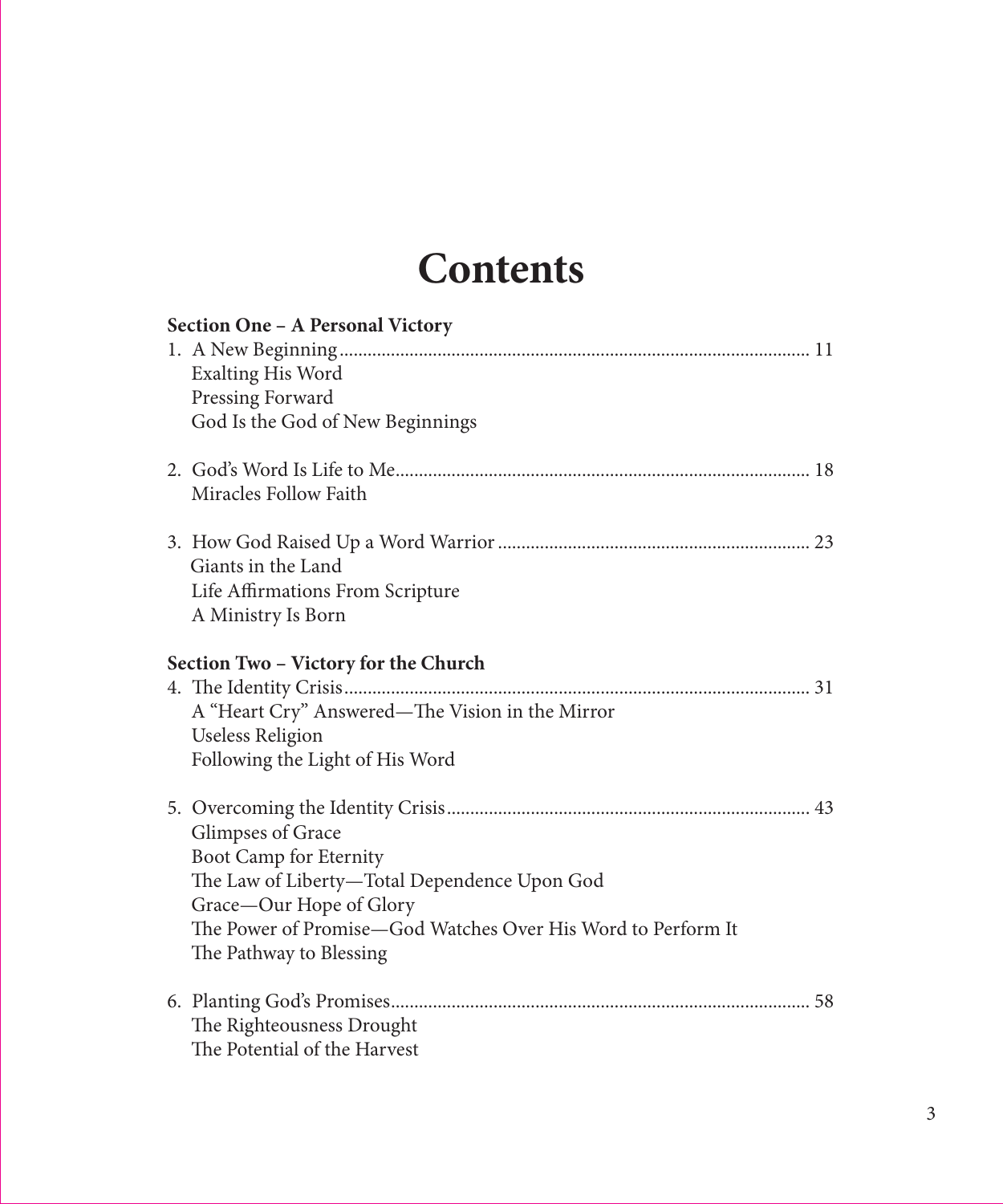# Contents

**Section One – A Personal Victory**

1. A New Beginning .......... 11
   - Exalting His Word
   - Pressing Forward
   - God Is the God of New Beginnings

2. God's Word Is Life to Me .......... 18
   - Miracles Follow Faith

3. How God Raised Up a Word Warrior .......... 23
   - Giants in the Land
   - Life Affirmations From Scripture
   - A Ministry Is Born

**Section Two – Victory for the Church**

4. The Identity Crisis .......... 31
   - A "Heart Cry" Answered—The Vision in the Mirror
   - Useless Religion
   - Following the Light of His Word

5. Overcoming the Identity Crisis .......... 43
   - Glimpses of Grace
   - Boot Camp for Eternity
   - The Law of Liberty—Total Dependence Upon God
   - Grace—Our Hope of Glory
   - The Power of Promise—God Watches Over His Word to Perform It
   - The Pathway to Blessing

6. Planting God's Promises .......... 58
   - The Righteousness Drought
   - The Potential of the Harvest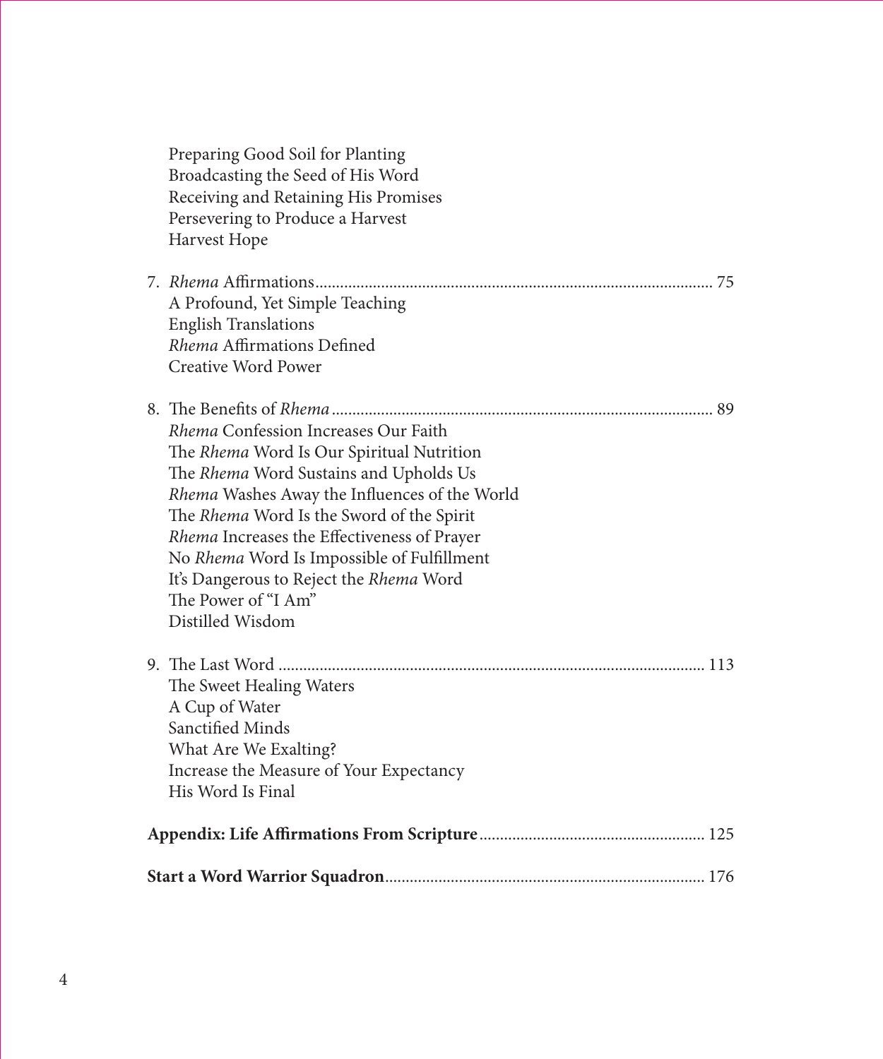Preparing Good Soil for Planting
Broadcasting the Seed of His Word
Receiving and Retaining His Promises
Persevering to Produce a Harvest
Harvest Hope

7. *Rhema* Affirmations................................................................................................ 75
   A Profound, Yet Simple Teaching
   English Translations
   *Rhema* Affirmations Defined
   Creative Word Power

8. The Benefits of *Rhema*............................................................................................ 89
   *Rhema* Confession Increases Our Faith
   The *Rhema* Word Is Our Spiritual Nutrition
   The *Rhema* Word Sustains and Upholds Us
   *Rhema* Washes Away the Influences of the World
   The *Rhema* Word Is the Sword of the Spirit
   *Rhema* Increases the Effectiveness of Prayer
   No *Rhema* Word Is Impossible of Fulfillment
   It's Dangerous to Reject the *Rhema* Word
   The Power of "I Am"
   Distilled Wisdom

9. The Last Word ...................................................................................................... 113
   The Sweet Healing Waters
   A Cup of Water
   Sanctified Minds
   What Are We Exalting?
   Increase the Measure of Your Expectancy
   His Word Is Final

**Appendix: Life Affirmations From Scripture**...................................................... 125

**Start a Word Warrior Squadron**............................................................................. 176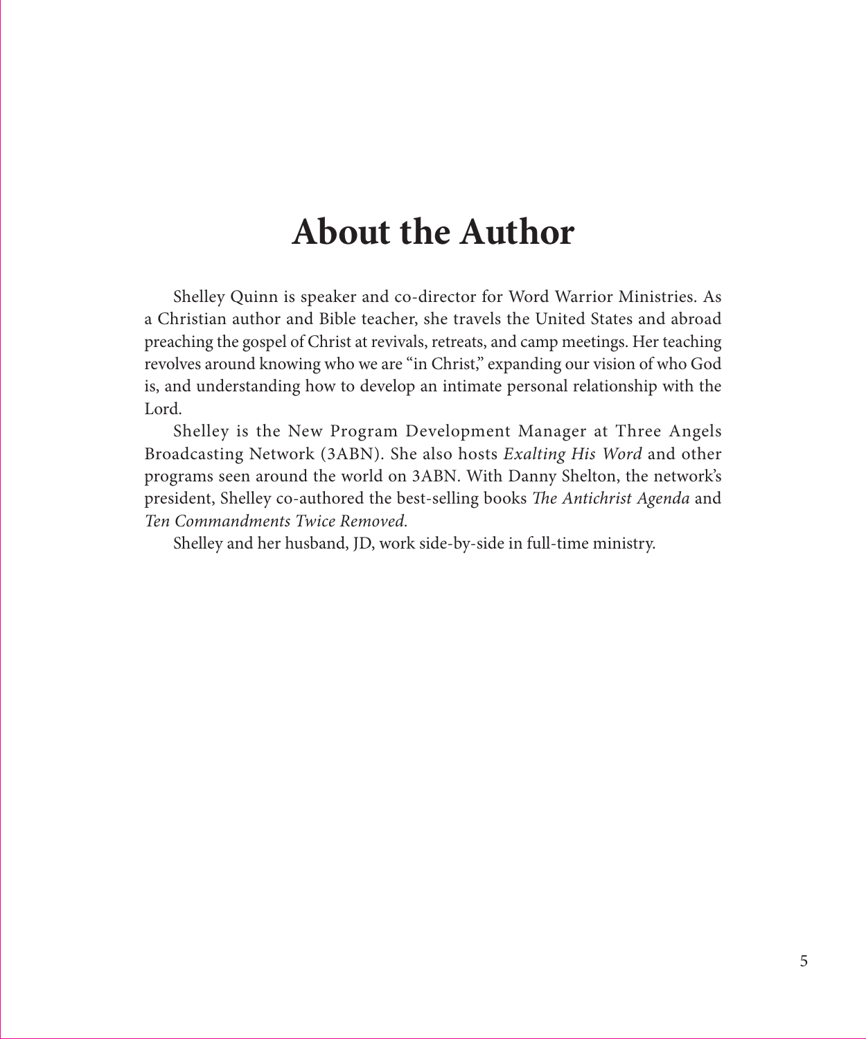# About the Author

Shelley Quinn is speaker and co-director for Word Warrior Ministries. As a Christian author and Bible teacher, she travels the United States and abroad preaching the gospel of Christ at revivals, retreats, and camp meetings. Her teaching revolves around knowing who we are "in Christ," expanding our vision of who God is, and understanding how to develop an intimate personal relationship with the Lord.

Shelley is the New Program Development Manager at Three Angels Broadcasting Network (3ABN). She also hosts *Exalting His Word* and other programs seen around the world on 3ABN. With Danny Shelton, the network's president, Shelley co-authored the best-selling books *The Antichrist Agenda* and *Ten Commandments Twice Removed.*

Shelley and her husband, JD, work side-by-side in full-time ministry.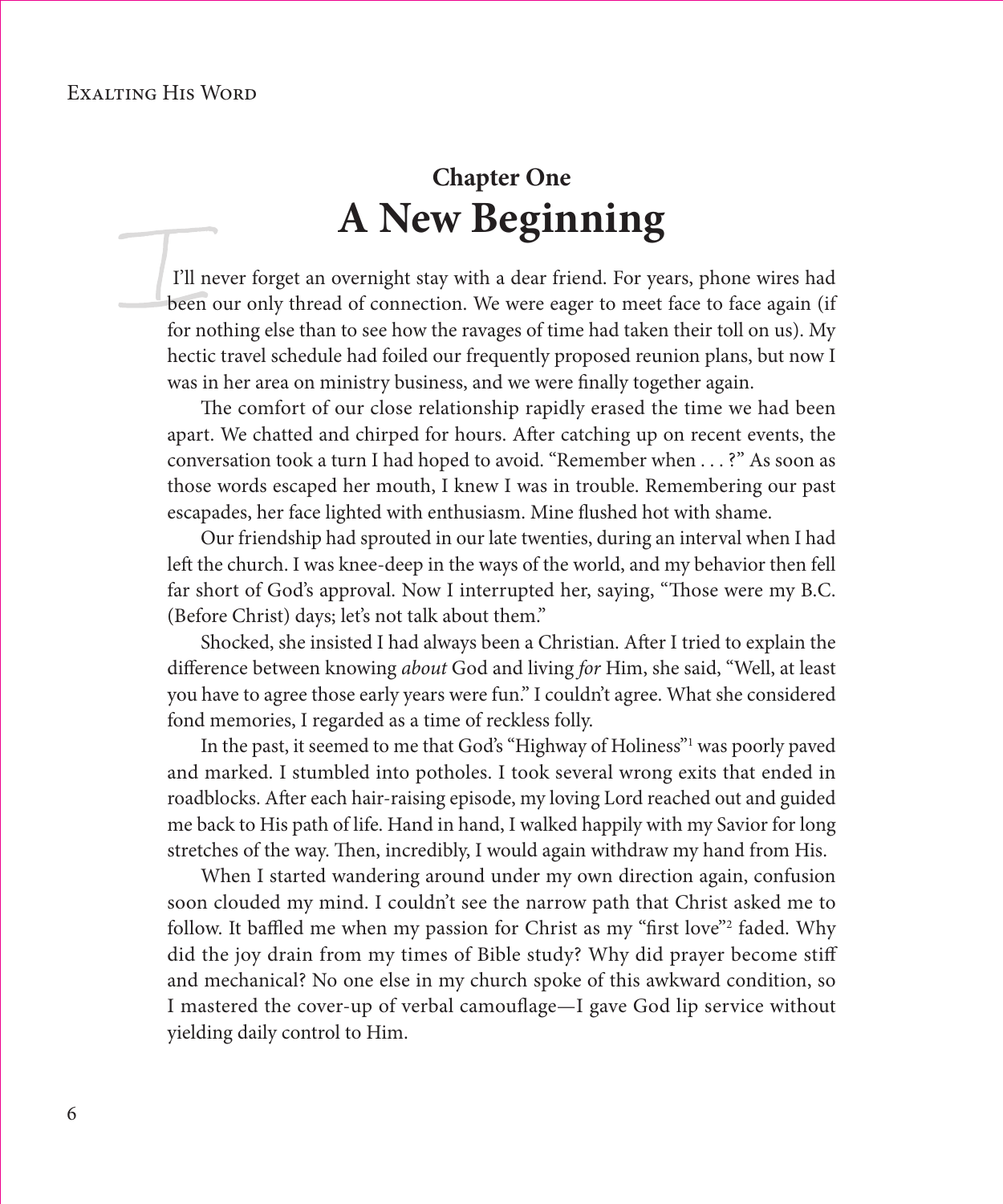## Chapter One
# A New Beginning

I'll never forget an overnight stay with a dear friend. For years, phone wires had been our only thread of connection. We were eager to meet face to face again (if for nothing else than to see how the ravages of time had taken their toll on us). My hectic travel schedule had foiled our frequently proposed reunion plans, but now I was in her area on ministry business, and we were finally together again.

The comfort of our close relationship rapidly erased the time we had been apart. We chatted and chirped for hours. After catching up on recent events, the conversation took a turn I had hoped to avoid. "Remember when . . . ?" As soon as those words escaped her mouth, I knew I was in trouble. Remembering our past escapades, her face lighted with enthusiasm. Mine flushed hot with shame.

Our friendship had sprouted in our late twenties, during an interval when I had left the church. I was knee-deep in the ways of the world, and my behavior then fell far short of God's approval. Now I interrupted her, saying, "Those were my B.C. (Before Christ) days; let's not talk about them."

Shocked, she insisted I had always been a Christian. After I tried to explain the difference between knowing *about* God and living *for* Him, she said, "Well, at least you have to agree those early years were fun." I couldn't agree. What she considered fond memories, I regarded as a time of reckless folly.

In the past, it seemed to me that God's "Highway of Holiness"[1] was poorly paved and marked. I stumbled into potholes. I took several wrong exits that ended in roadblocks. After each hair-raising episode, my loving Lord reached out and guided me back to His path of life. Hand in hand, I walked happily with my Savior for long stretches of the way. Then, incredibly, I would again withdraw my hand from His.

When I started wandering around under my own direction again, confusion soon clouded my mind. I couldn't see the narrow path that Christ asked me to follow. It baffled me when my passion for Christ as my "first love"[2] faded. Why did the joy drain from my times of Bible study? Why did prayer become stiff and mechanical? No one else in my church spoke of this awkward condition, so I mastered the cover-up of verbal camouflage—I gave God lip service without yielding daily control to Him.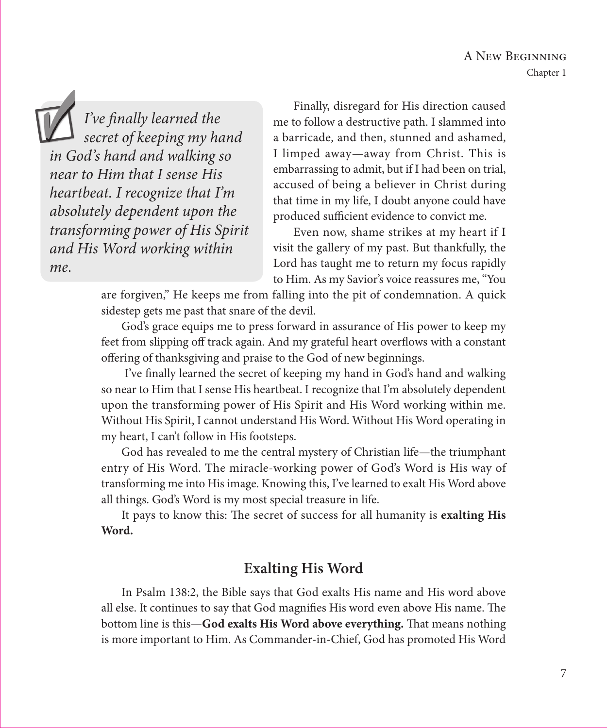> *I've finally learned the secret of keeping my hand in God's hand and walking so near to Him that I sense His heartbeat. I recognize that I'm absolutely dependent upon the transforming power of His Spirit and His Word working within me.*

Finally, disregard for His direction caused me to follow a destructive path. I slammed into a barricade, and then, stunned and ashamed, I limped away—away from Christ. This is embarrassing to admit, but if I had been on trial, accused of being a believer in Christ during that time in my life, I doubt anyone could have produced sufficient evidence to convict me.

Even now, shame strikes at my heart if I visit the gallery of my past. But thankfully, the Lord has taught me to return my focus rapidly to Him. As my Savior's voice reassures me, "You are forgiven," He keeps me from falling into the pit of condemnation. A quick sidestep gets me past that snare of the devil.

God's grace equips me to press forward in assurance of His power to keep my feet from slipping off track again. And my grateful heart overflows with a constant offering of thanksgiving and praise to the God of new beginnings.

I've finally learned the secret of keeping my hand in God's hand and walking so near to Him that I sense His heartbeat. I recognize that I'm absolutely dependent upon the transforming power of His Spirit and His Word working within me. Without His Spirit, I cannot understand His Word. Without His Word operating in my heart, I can't follow in His footsteps.

God has revealed to me the central mystery of Christian life—the triumphant entry of His Word. The miracle-working power of God's Word is His way of transforming me into His image. Knowing this, I've learned to exalt His Word above all things. God's Word is my most special treasure in life.

It pays to know this: The secret of success for all humanity is **exalting His Word.**

## Exalting His Word

In Psalm 138:2, the Bible says that God exalts His name and His word above all else. It continues to say that God magnifies His word even above His name. The bottom line is this—**God exalts His Word above everything.** That means nothing is more important to Him. As Commander-in-Chief, God has promoted His Word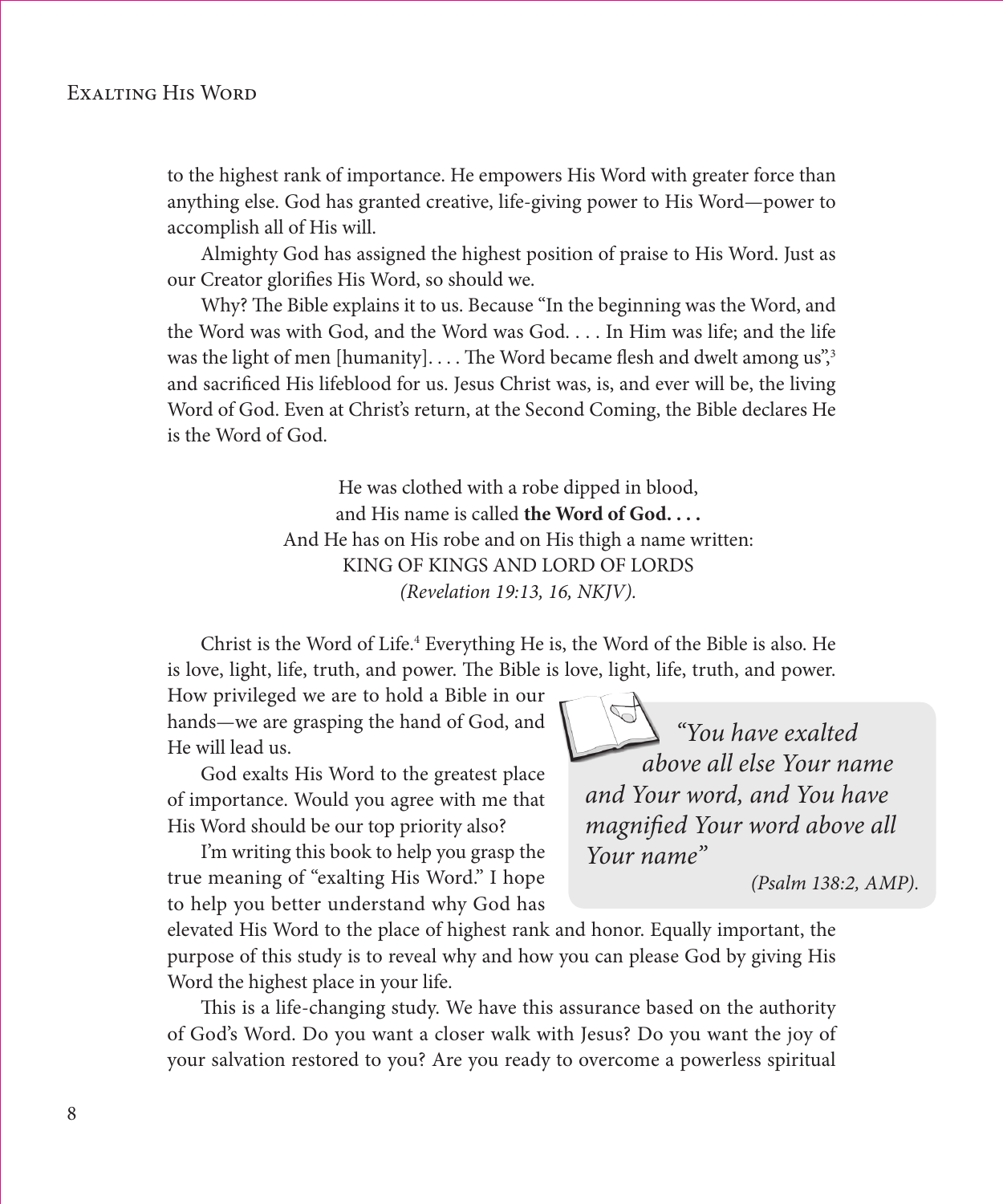to the highest rank of importance. He empowers His Word with greater force than anything else. God has granted creative, life-giving power to His Word—power to accomplish all of His will.

Almighty God has assigned the highest position of praise to His Word. Just as our Creator glorifies His Word, so should we.

Why? The Bible explains it to us. Because "In the beginning was the Word, and the Word was with God, and the Word was God. . . . In Him was life; and the life was the light of men [humanity]. . . . The Word became flesh and dwelt among us",[3] and sacrificed His lifeblood for us. Jesus Christ was, is, and ever will be, the living Word of God. Even at Christ's return, at the Second Coming, the Bible declares He is the Word of God.

> He was clothed with a robe dipped in blood,
> and His name is called **the Word of God. . . .**
> And He has on His robe and on His thigh a name written:
> KING OF KINGS AND LORD OF LORDS
> *(Revelation 19:13, 16, NKJV).*

Christ is the Word of Life.[4] Everything He is, the Word of the Bible is also. He is love, light, life, truth, and power. The Bible is love, light, life, truth, and power. How privileged we are to hold a Bible in our hands—we are grasping the hand of God, and He will lead us.

> *"You have exalted above all else Your name and Your word, and You have magnified Your word above all Your name"*
> *(Psalm 138:2, AMP).*

God exalts His Word to the greatest place of importance. Would you agree with me that His Word should be our top priority also?

I'm writing this book to help you grasp the true meaning of "exalting His Word." I hope to help you better understand why God has elevated His Word to the place of highest rank and honor. Equally important, the purpose of this study is to reveal why and how you can please God by giving His Word the highest place in your life.

This is a life-changing study. We have this assurance based on the authority of God's Word. Do you want a closer walk with Jesus? Do you want the joy of your salvation restored to you? Are you ready to overcome a powerless spiritual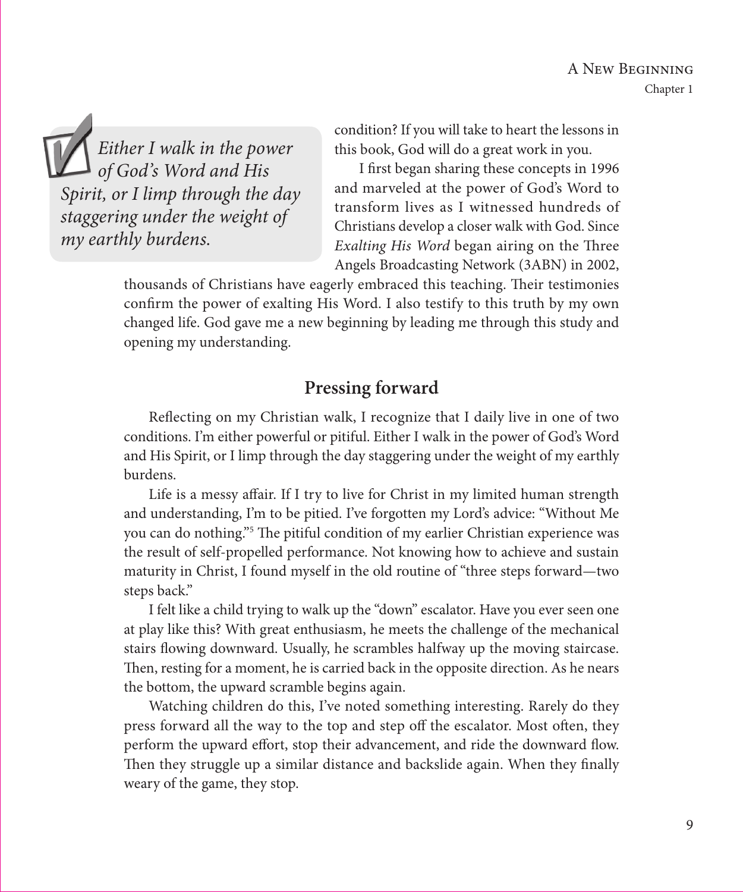> *Either I walk in the power of God's Word and His Spirit, or I limp through the day staggering under the weight of my earthly burdens.*

condition? If you will take to heart the lessons in this book, God will do a great work in you.

I first began sharing these concepts in 1996 and marveled at the power of God's Word to transform lives as I witnessed hundreds of Christians develop a closer walk with God. Since *Exalting His Word* began airing on the Three Angels Broadcasting Network (3ABN) in 2002, thousands of Christians have eagerly embraced this teaching. Their testimonies confirm the power of exalting His Word. I also testify to this truth by my own changed life. God gave me a new beginning by leading me through this study and opening my understanding.

## Pressing forward

Reflecting on my Christian walk, I recognize that I daily live in one of two conditions. I'm either powerful or pitiful. Either I walk in the power of God's Word and His Spirit, or I limp through the day staggering under the weight of my earthly burdens.

Life is a messy affair. If I try to live for Christ in my limited human strength and understanding, I'm to be pitied. I've forgotten my Lord's advice: "Without Me you can do nothing."[5] The pitiful condition of my earlier Christian experience was the result of self-propelled performance. Not knowing how to achieve and sustain maturity in Christ, I found myself in the old routine of "three steps forward—two steps back."

I felt like a child trying to walk up the "down" escalator. Have you ever seen one at play like this? With great enthusiasm, he meets the challenge of the mechanical stairs flowing downward. Usually, he scrambles halfway up the moving staircase. Then, resting for a moment, he is carried back in the opposite direction. As he nears the bottom, the upward scramble begins again.

Watching children do this, I've noted something interesting. Rarely do they press forward all the way to the top and step off the escalator. Most often, they perform the upward effort, stop their advancement, and ride the downward flow. Then they struggle up a similar distance and backslide again. When they finally weary of the game, they stop.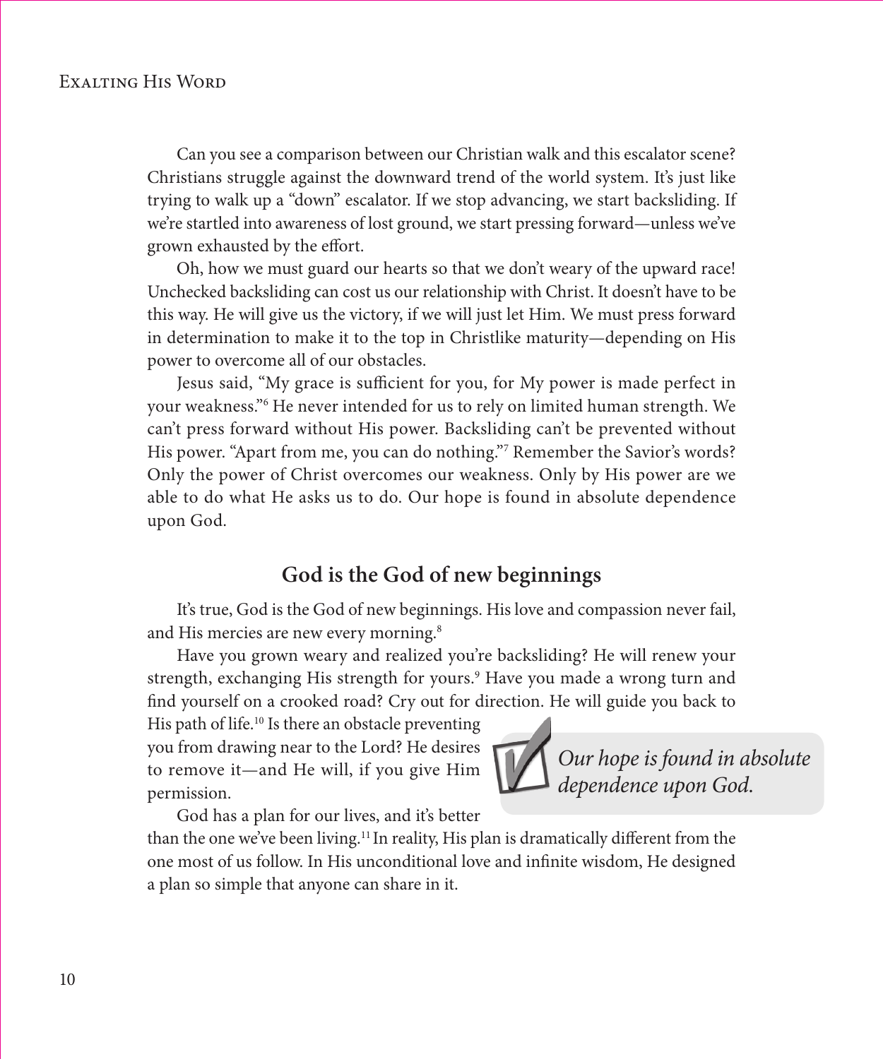Can you see a comparison between our Christian walk and this escalator scene? Christians struggle against the downward trend of the world system. It's just like trying to walk up a "down" escalator. If we stop advancing, we start backsliding. If we're startled into awareness of lost ground, we start pressing forward—unless we've grown exhausted by the effort.

Oh, how we must guard our hearts so that we don't weary of the upward race! Unchecked backsliding can cost us our relationship with Christ. It doesn't have to be this way. He will give us the victory, if we will just let Him. We must press forward in determination to make it to the top in Christlike maturity—depending on His power to overcome all of our obstacles.

Jesus said, "My grace is sufficient for you, for My power is made perfect in your weakness."[6] He never intended for us to rely on limited human strength. We can't press forward without His power. Backsliding can't be prevented without His power. "Apart from me, you can do nothing."[7] Remember the Savior's words? Only the power of Christ overcomes our weakness. Only by His power are we able to do what He asks us to do. Our hope is found in absolute dependence upon God.

## God is the God of new beginnings

It's true, God is the God of new beginnings. His love and compassion never fail, and His mercies are new every morning.[8]

Have you grown weary and realized you're backsliding? He will renew your strength, exchanging His strength for yours.[9] Have you made a wrong turn and find yourself on a crooked road? Cry out for direction. He will guide you back to His path of life.[10] Is there an obstacle preventing you from drawing near to the Lord? He desires to remove it—and He will, if you give Him permission.

> *Our hope is found in absolute dependence upon God.*

God has a plan for our lives, and it's better than the one we've been living.[11] In reality, His plan is dramatically different from the one most of us follow. In His unconditional love and infinite wisdom, He designed a plan so simple that anyone can share in it.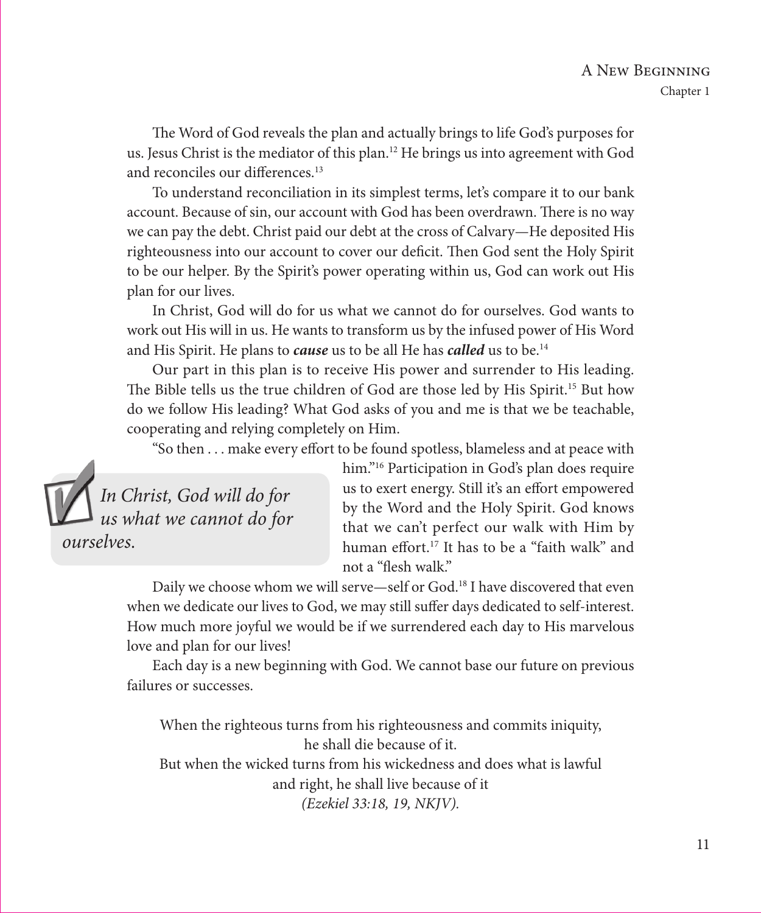The Word of God reveals the plan and actually brings to life God's purposes for us. Jesus Christ is the mediator of this plan.[12] He brings us into agreement with God and reconciles our differences.[13]

To understand reconciliation in its simplest terms, let's compare it to our bank account. Because of sin, our account with God has been overdrawn. There is no way we can pay the debt. Christ paid our debt at the cross of Calvary—He deposited His righteousness into our account to cover our deficit. Then God sent the Holy Spirit to be our helper. By the Spirit's power operating within us, God can work out His plan for our lives.

In Christ, God will do for us what we cannot do for ourselves. God wants to work out His will in us. He wants to transform us by the infused power of His Word and His Spirit. He plans to ***cause*** us to be all He has ***called*** us to be.[14]

Our part in this plan is to receive His power and surrender to His leading. The Bible tells us the true children of God are those led by His Spirit.[15] But how do we follow His leading? What God asks of you and me is that we be teachable, cooperating and relying completely on Him.

"So then . . . make every effort to be found spotless, blameless and at peace with him."[16] Participation in God's plan does require us to exert energy. Still it's an effort empowered by the Word and the Holy Spirit. God knows that we can't perfect our walk with Him by human effort.[17] It has to be a "faith walk" and not a "flesh walk."

> *In Christ, God will do for us what we cannot do for ourselves.*

Daily we choose whom we will serve—self or God.[18] I have discovered that even when we dedicate our lives to God, we may still suffer days dedicated to self-interest. How much more joyful we would be if we surrendered each day to His marvelous love and plan for our lives!

Each day is a new beginning with God. We cannot base our future on previous failures or successes.

When the righteous turns from his righteousness and commits iniquity,
he shall die because of it.
But when the wicked turns from his wickedness and does what is lawful
and right, he shall live because of it
*(Ezekiel 33:18, 19, NKJV).*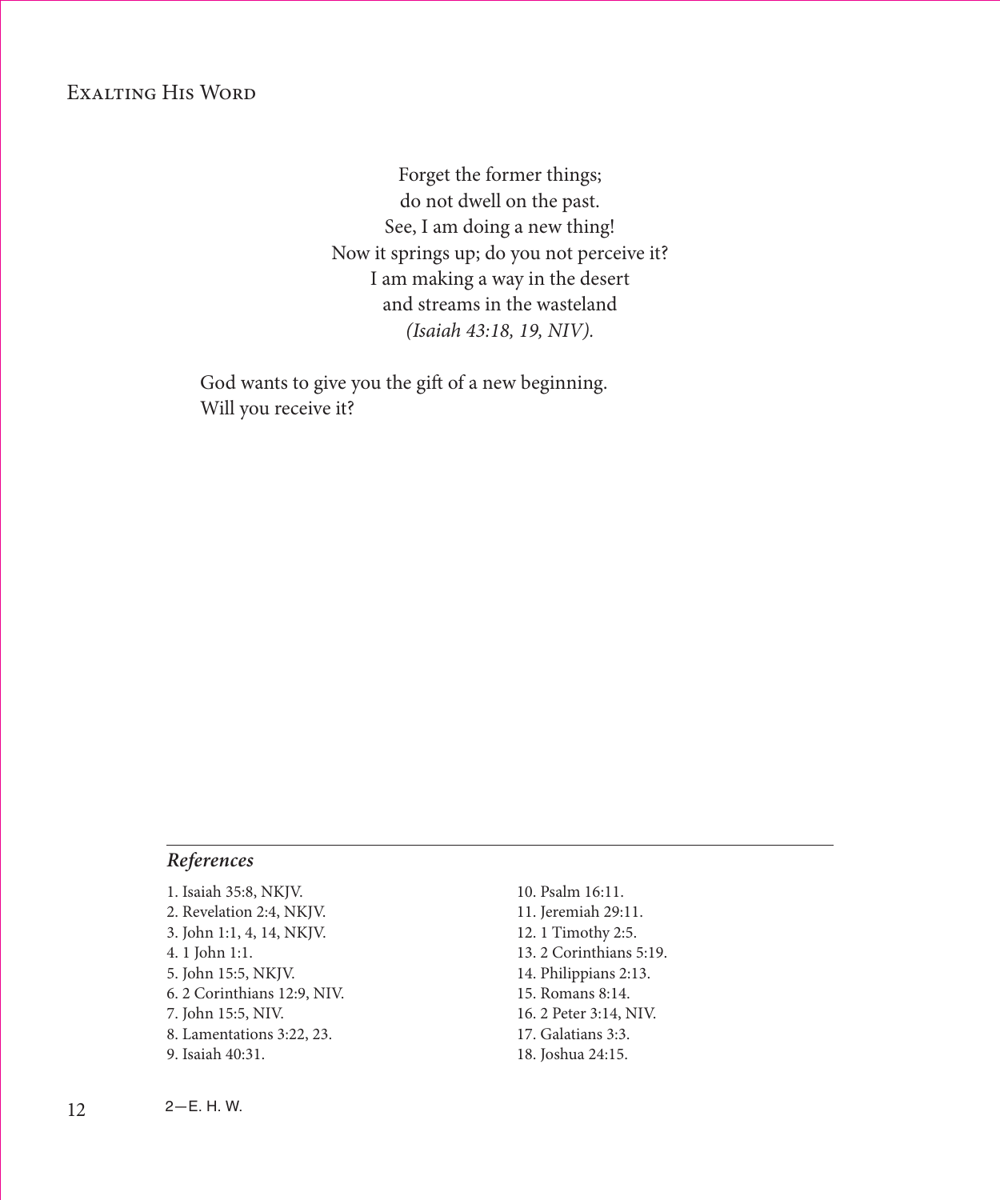Forget the former things;  
do not dwell on the past.  
See, I am doing a new thing!  
Now it springs up; do you not perceive it?  
I am making a way in the desert  
and streams in the wasteland  
*(Isaiah 43:18, 19, NIV).*

God wants to give you the gift of a new beginning. Will you receive it?

---

***References***

1. Isaiah 35:8, NKJV.
2. Revelation 2:4, NKJV.
3. John 1:1, 4, 14, NKJV.
4. 1 John 1:1.
5. John 15:5, NKJV.
6. 2 Corinthians 12:9, NIV.
7. John 15:5, NIV.
8. Lamentations 3:22, 23.
9. Isaiah 40:31.
10. Psalm 16:11.
11. Jeremiah 29:11.
12. 1 Timothy 2:5.
13. 2 Corinthians 5:19.
14. Philippians 2:13.
15. Romans 8:14.
16. 2 Peter 3:14, NIV.
17. Galatians 3:3.
18. Joshua 24:15.